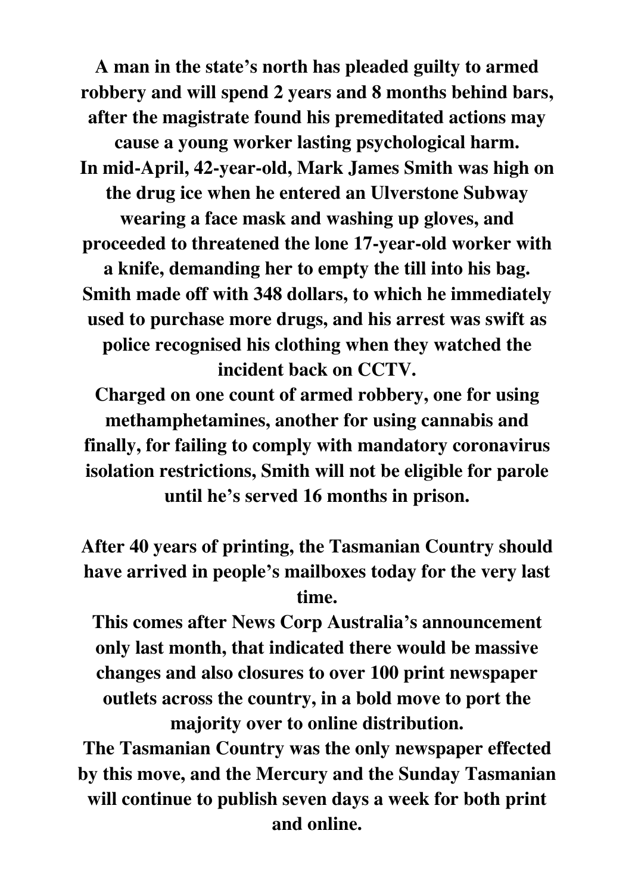**A man in the state's north has pleaded guilty to armed robbery and will spend 2 years and 8 months behind bars, after the magistrate found his premeditated actions may cause a young worker lasting psychological harm.**
**In mid-April, 42-year-old, Mark James Smith was high on the drug ice when he entered an Ulverstone Subway wearing a face mask and washing up gloves, and proceeded to threatened the lone 17-year-old worker with a knife, demanding her to empty the till into his bag.**
**Smith made off with 348 dollars, to which he immediately used to purchase more drugs, and his arrest was swift as police recognised his clothing when they watched the incident back on CCTV.**
**Charged on one count of armed robbery, one for using methamphetamines, another for using cannabis and finally, for failing to comply with mandatory coronavirus isolation restrictions, Smith will not be eligible for parole until he's served 16 months in prison.**

**After 40 years of printing, the Tasmanian Country should have arrived in people's mailboxes today for the very last time.**
**This comes after News Corp Australia's announcement only last month, that indicated there would be massive changes and also closures to over 100 print newspaper outlets across the country, in a bold move to port the majority over to online distribution.**
**The Tasmanian Country was the only newspaper effected by this move, and the Mercury and the Sunday Tasmanian will continue to publish seven days a week for both print and online.**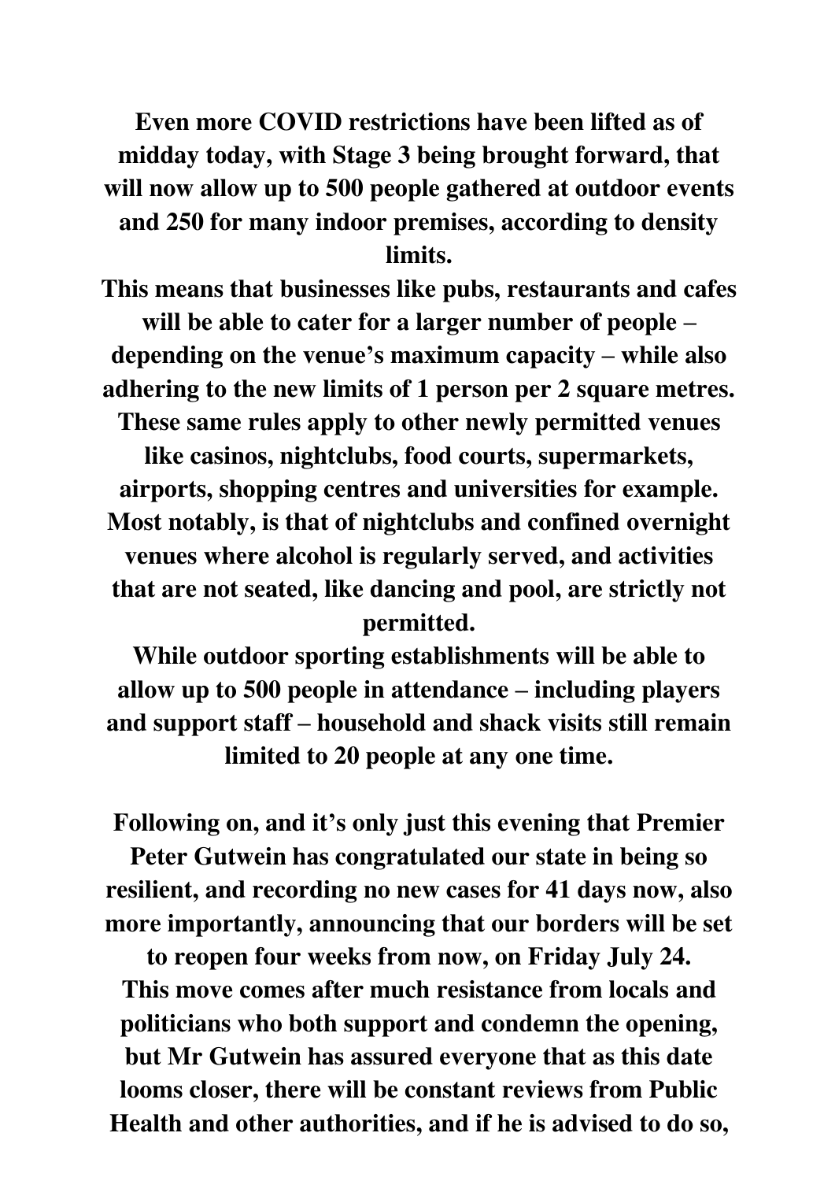**Even more COVID restrictions have been lifted as of midday today, with Stage 3 being brought forward, that will now allow up to 500 people gathered at outdoor events and 250 for many indoor premises, according to density limits.**

**This means that businesses like pubs, restaurants and cafes will be able to cater for a larger number of people – depending on the venue's maximum capacity – while also adhering to the new limits of 1 person per 2 square metres. These same rules apply to other newly permitted venues like casinos, nightclubs, food courts, supermarkets, airports, shopping centres and universities for example. Most notably, is that of nightclubs and confined overnight venues where alcohol is regularly served, and activities that are not seated, like dancing and pool, are strictly not permitted.**

**While outdoor sporting establishments will be able to allow up to 500 people in attendance – including players and support staff – household and shack visits still remain limited to 20 people at any one time.**

**Following on, and it's only just this evening that Premier Peter Gutwein has congratulated our state in being so resilient, and recording no new cases for 41 days now, also more importantly, announcing that our borders will be set to reopen four weeks from now, on Friday July 24.**

**This move comes after much resistance from locals and politicians who both support and condemn the opening, but Mr Gutwein has assured everyone that as this date looms closer, there will be constant reviews from Public Health and other authorities, and if he is advised to do so,**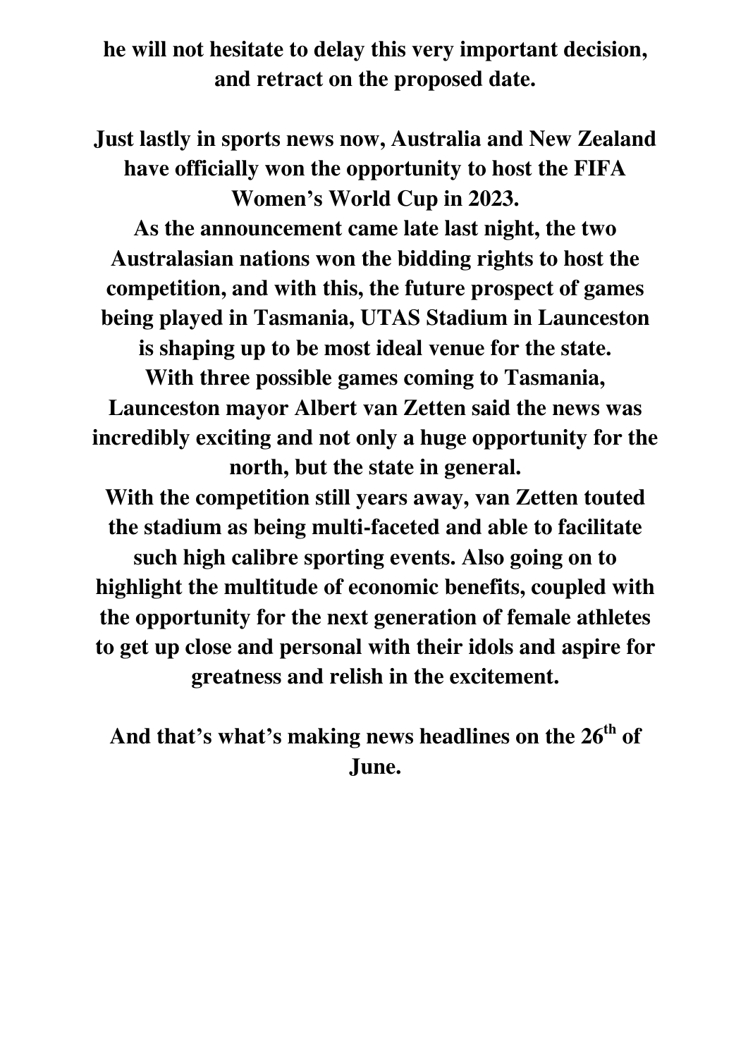**he will not hesitate to delay this very important decision, and retract on the proposed date.**

**Just lastly in sports news now, Australia and New Zealand have officially won the opportunity to host the FIFA Women's World Cup in 2023.**
**As the announcement came late last night, the two Australasian nations won the bidding rights to host the competition, and with this, the future prospect of games being played in Tasmania, UTAS Stadium in Launceston is shaping up to be most ideal venue for the state.**
**With three possible games coming to Tasmania, Launceston mayor Albert van Zetten said the news was incredibly exciting and not only a huge opportunity for the north, but the state in general.**
**With the competition still years away, van Zetten touted the stadium as being multi-faceted and able to facilitate such high calibre sporting events. Also going on to highlight the multitude of economic benefits, coupled with the opportunity for the next generation of female athletes to get up close and personal with their idols and aspire for greatness and relish in the excitement.**

**And that's what's making news headlines on the 26th of June.**